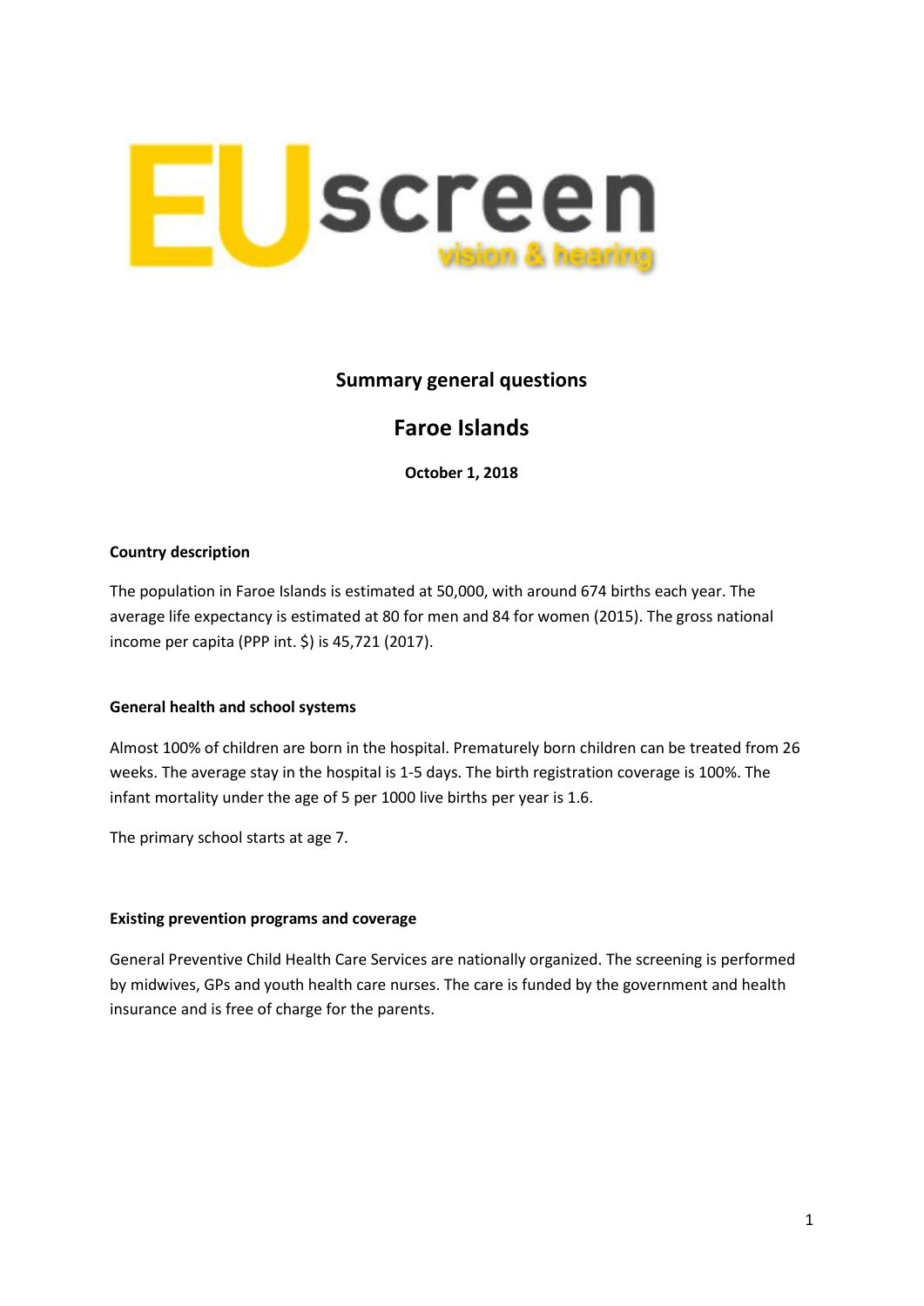# Summary general questions

## Faroe Islands

**October 1, 2018**

### Country description

The population in Faroe Islands is estimated at 50,000, with around 674 births each year. The average life expectancy is estimated at 80 for men and 84 for women (2015). The gross national income per capita (PPP int. $) is 45,721 (2017).

### General health and school systems

Almost 100% of children are born in the hospital. Prematurely born children can be treated from 26 weeks. The average stay in the hospital is 1-5 days. The birth registration coverage is 100%. The infant mortality under the age of 5 per 1000 live births per year is 1.6.

The primary school starts at age 7.

### Existing prevention programs and coverage

General Preventive Child Health Care Services are nationally organized. The screening is performed by midwives, GPs and youth health care nurses. The care is funded by the government and health insurance and is free of charge for the parents.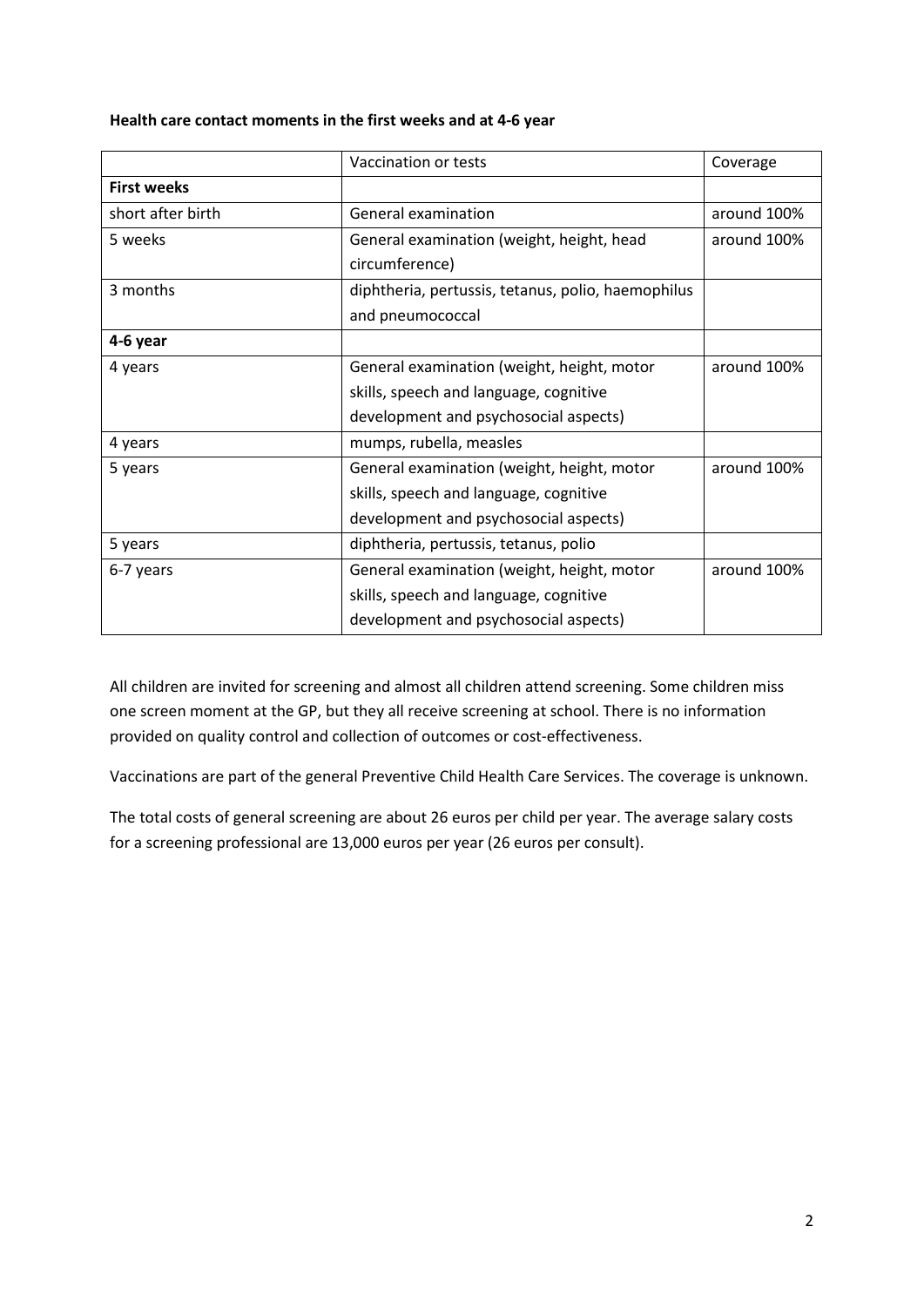**Health care contact moments in the first weeks and at 4-6 year**

| | Vaccination or tests | Coverage |
|---|---|---|
| **First weeks** | | |
| short after birth | General examination | around 100% |
| 5 weeks | General examination (weight, height, head circumference) | around 100% |
| 3 months | diphtheria, pertussis, tetanus, polio, haemophilus and pneumococcal | |
| **4-6 year** | | |
| 4 years | General examination (weight, height, motor skills, speech and language, cognitive development and psychosocial aspects) | around 100% |
| 4 years | mumps, rubella, measles | |
| 5 years | General examination (weight, height, motor skills, speech and language, cognitive development and psychosocial aspects) | around 100% |
| 5 years | diphtheria, pertussis, tetanus, polio | |
| 6-7 years | General examination (weight, height, motor skills, speech and language, cognitive development and psychosocial aspects) | around 100% |

All children are invited for screening and almost all children attend screening. Some children miss one screen moment at the GP, but they all receive screening at school. There is no information provided on quality control and collection of outcomes or cost-effectiveness.

Vaccinations are part of the general Preventive Child Health Care Services. The coverage is unknown.

The total costs of general screening are about 26 euros per child per year. The average salary costs for a screening professional are 13,000 euros per year (26 euros per consult).